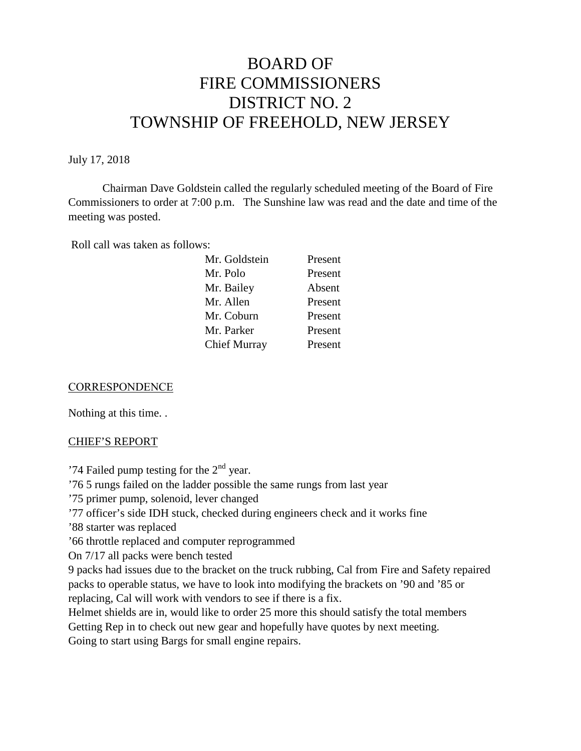# BOARD OF FIRE COMMISSIONERS DISTRICT NO. 2 TOWNSHIP OF FREEHOLD, NEW JERSEY

July 17, 2018

Chairman Dave Goldstein called the regularly scheduled meeting of the Board of Fire Commissioners to order at 7:00 p.m. The Sunshine law was read and the date and time of the meeting was posted.

Roll call was taken as follows:

| | |
|---|---|
| Mr. Goldstein | Present |
| Mr. Polo | Present |
| Mr. Bailey | Absent |
| Mr. Allen | Present |
| Mr. Coburn | Present |
| Mr. Parker | Present |
| Chief Murray | Present |

## CORRESPONDENCE

Nothing at this time. .

## CHIEF'S REPORT

'74 Failed pump testing for the 2nd year.
'76 5 rungs failed on the ladder possible the same rungs from last year
'75 primer pump, solenoid, lever changed
'77 officer's side IDH stuck, checked during engineers check and it works fine
'88 starter was replaced
'66 throttle replaced and computer reprogrammed
On 7/17 all packs were bench tested
9 packs had issues due to the bracket on the truck rubbing, Cal from Fire and Safety repaired packs to operable status, we have to look into modifying the brackets on '90 and '85 or replacing, Cal will work with vendors to see if there is a fix.
Helmet shields are in, would like to order 25 more this should satisfy the total members
Getting Rep in to check out new gear and hopefully have quotes by next meeting.
Going to start using Bargs for small engine repairs.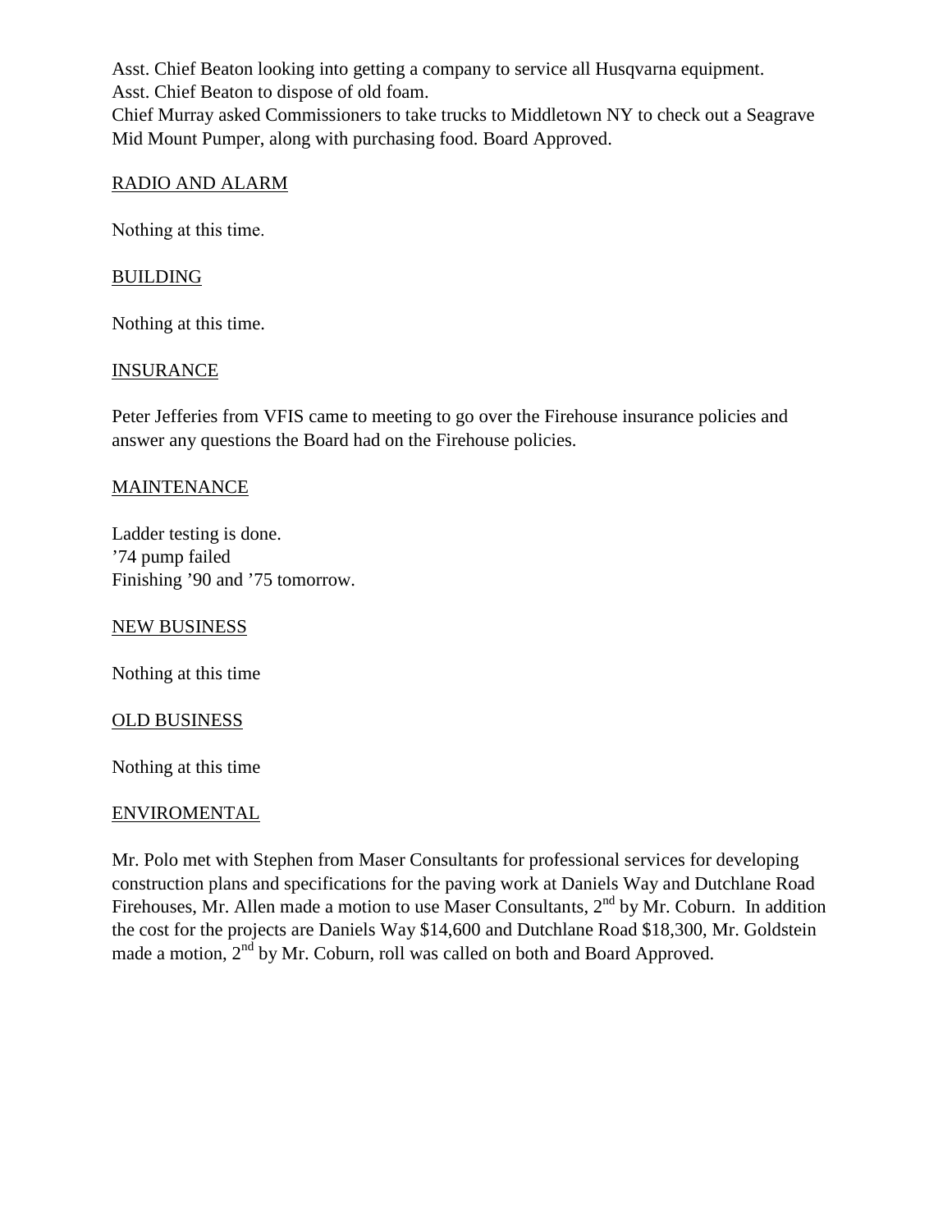Asst. Chief Beaton looking into getting a company to service all Husqvarna equipment.
Asst. Chief Beaton to dispose of old foam.
Chief Murray asked Commissioners to take trucks to Middletown NY to check out a Seagrave Mid Mount Pumper, along with purchasing food. Board Approved.

## RADIO AND ALARM

Nothing at this time.

## BUILDING

Nothing at this time.

## INSURANCE

Peter Jefferies from VFIS came to meeting to go over the Firehouse insurance policies and answer any questions the Board had on the Firehouse policies.

## MAINTENANCE

Ladder testing is done.
'74 pump failed
Finishing '90 and '75 tomorrow.

## NEW BUSINESS

Nothing at this time

## OLD BUSINESS

Nothing at this time

## ENVIROMENTAL

Mr. Polo met with Stephen from Maser Consultants for professional services for developing construction plans and specifications for the paving work at Daniels Way and Dutchlane Road Firehouses, Mr. Allen made a motion to use Maser Consultants, 2nd by Mr. Coburn. In addition the cost for the projects are Daniels Way $14,600 and Dutchlane Road $18,300, Mr. Goldstein made a motion, 2nd by Mr. Coburn, roll was called on both and Board Approved.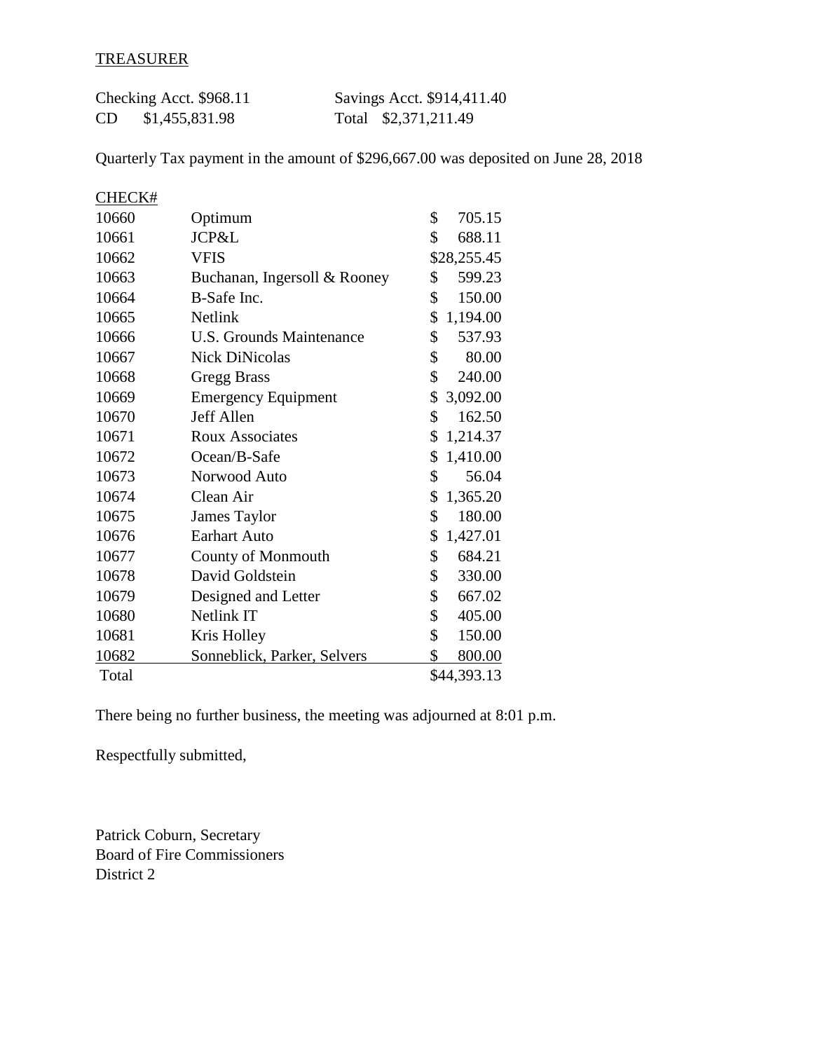TREASURER

| | |
|---|---|
| Checking Acct. $968.11 | Savings Acct. $914,411.40 |
| CD $1,455,831.98 | Total $2,371,211.49 |

Quarterly Tax payment in the amount of $296,667.00 was deposited on June 28, 2018

| CHECK# | | |
|---|---|---|
| 10660 | Optimum | $ 705.15 |
| 10661 | JCP&L | $ 688.11 |
| 10662 | VFIS | $28,255.45 |
| 10663 | Buchanan, Ingersoll & Rooney | $ 599.23 |
| 10664 | B-Safe Inc. | $ 150.00 |
| 10665 | Netlink | $ 1,194.00 |
| 10666 | U.S. Grounds Maintenance | $ 537.93 |
| 10667 | Nick DiNicolas | $ 80.00 |
| 10668 | Gregg Brass | $ 240.00 |
| 10669 | Emergency Equipment | $ 3,092.00 |
| 10670 | Jeff Allen | $ 162.50 |
| 10671 | Roux Associates | $ 1,214.37 |
| 10672 | Ocean/B-Safe | $ 1,410.00 |
| 10673 | Norwood Auto | $ 56.04 |
| 10674 | Clean Air | $ 1,365.20 |
| 10675 | James Taylor | $ 180.00 |
| 10676 | Earhart Auto | $ 1,427.01 |
| 10677 | County of Monmouth | $ 684.21 |
| 10678 | David Goldstein | $ 330.00 |
| 10679 | Designed and Letter | $ 667.02 |
| 10680 | Netlink IT | $ 405.00 |
| 10681 | Kris Holley | $ 150.00 |
| 10682 | Sonneblick, Parker, Selvers | $ 800.00 |
| Total | | $44,393.13 |

There being no further business, the meeting was adjourned at 8:01 p.m.

Respectfully submitted,

Patrick Coburn, Secretary
Board of Fire Commissioners
District 2